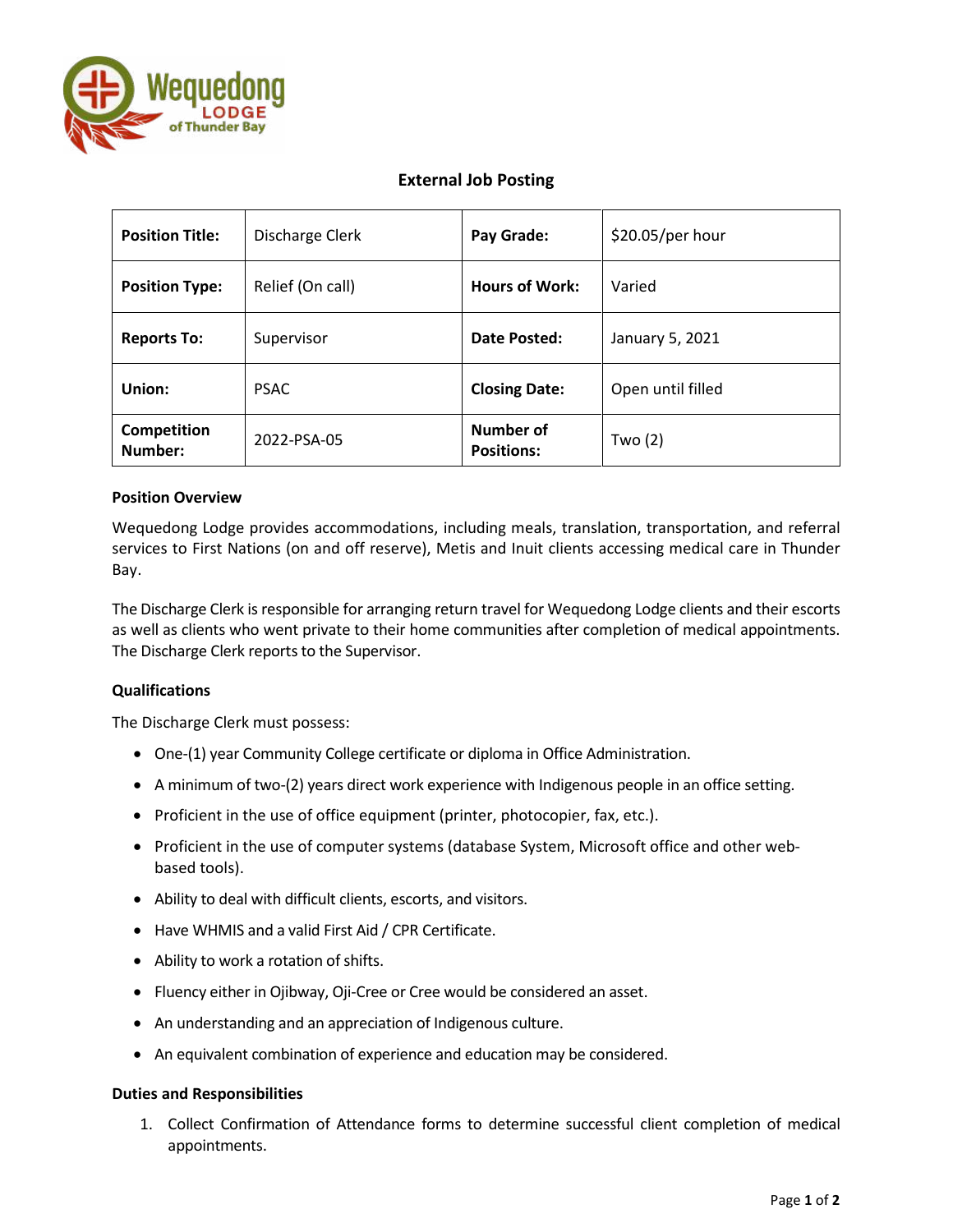Wequedong LODGE of Thunder Bay

## External Job Posting

| Position Title: | Discharge Clerk | Pay Grade: | $20.05/per hour |
|---|---|---|---|
| Position Type: | Relief (On call) | Hours of Work: | Varied |
| Reports To: | Supervisor | Date Posted: | January 5, 2021 |
| Union: | PSAC | Closing Date: | Open until filled |
| Competition Number: | 2022-PSA-05 | Number of Positions: | Two (2) |

### Position Overview

Wequedong Lodge provides accommodations, including meals, translation, transportation, and referral services to First Nations (on and off reserve), Metis and Inuit clients accessing medical care in Thunder Bay.

The Discharge Clerk is responsible for arranging return travel for Wequedong Lodge clients and their escorts as well as clients who went private to their home communities after completion of medical appointments. The Discharge Clerk reports to the Supervisor.

### Qualifications

The Discharge Clerk must possess:

- One-(1) year Community College certificate or diploma in Office Administration.
- A minimum of two-(2) years direct work experience with Indigenous people in an office setting.
- Proficient in the use of office equipment (printer, photocopier, fax, etc.).
- Proficient in the use of computer systems (database System, Microsoft office and other web-based tools).
- Ability to deal with difficult clients, escorts, and visitors.
- Have WHMIS and a valid First Aid / CPR Certificate.
- Ability to work a rotation of shifts.
- Fluency either in Ojibway, Oji-Cree or Cree would be considered an asset.
- An understanding and an appreciation of Indigenous culture.
- An equivalent combination of experience and education may be considered.

### Duties and Responsibilities

1. Collect Confirmation of Attendance forms to determine successful client completion of medical appointments.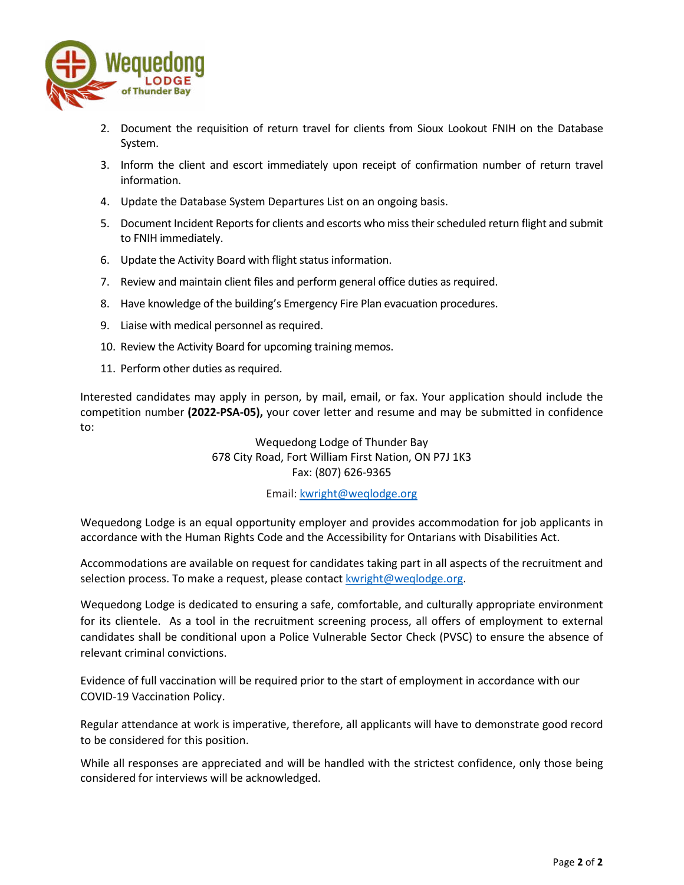2. Document the requisition of return travel for clients from Sioux Lookout FNIH on the Database System.
3. Inform the client and escort immediately upon receipt of confirmation number of return travel information.
4. Update the Database System Departures List on an ongoing basis.
5. Document Incident Reports for clients and escorts who miss their scheduled return flight and submit to FNIH immediately.
6. Update the Activity Board with flight status information.
7. Review and maintain client files and perform general office duties as required.
8. Have knowledge of the building's Emergency Fire Plan evacuation procedures.
9. Liaise with medical personnel as required.
10. Review the Activity Board for upcoming training memos.
11. Perform other duties as required.

Interested candidates may apply in person, by mail, email, or fax. Your application should include the competition number **(2022-PSA-05),** your cover letter and resume and may be submitted in confidence to:

Wequedong Lodge of Thunder Bay
678 City Road, Fort William First Nation, ON P7J 1K3
Fax: (807) 626-9365

Email: kwright@weqlodge.org

Wequedong Lodge is an equal opportunity employer and provides accommodation for job applicants in accordance with the Human Rights Code and the Accessibility for Ontarians with Disabilities Act.

Accommodations are available on request for candidates taking part in all aspects of the recruitment and selection process. To make a request, please contact kwright@weqlodge.org.

Wequedong Lodge is dedicated to ensuring a safe, comfortable, and culturally appropriate environment for its clientele. As a tool in the recruitment screening process, all offers of employment to external candidates shall be conditional upon a Police Vulnerable Sector Check (PVSC) to ensure the absence of relevant criminal convictions.

Evidence of full vaccination will be required prior to the start of employment in accordance with our COVID-19 Vaccination Policy.

Regular attendance at work is imperative, therefore, all applicants will have to demonstrate good record to be considered for this position.

While all responses are appreciated and will be handled with the strictest confidence, only those being considered for interviews will be acknowledged.